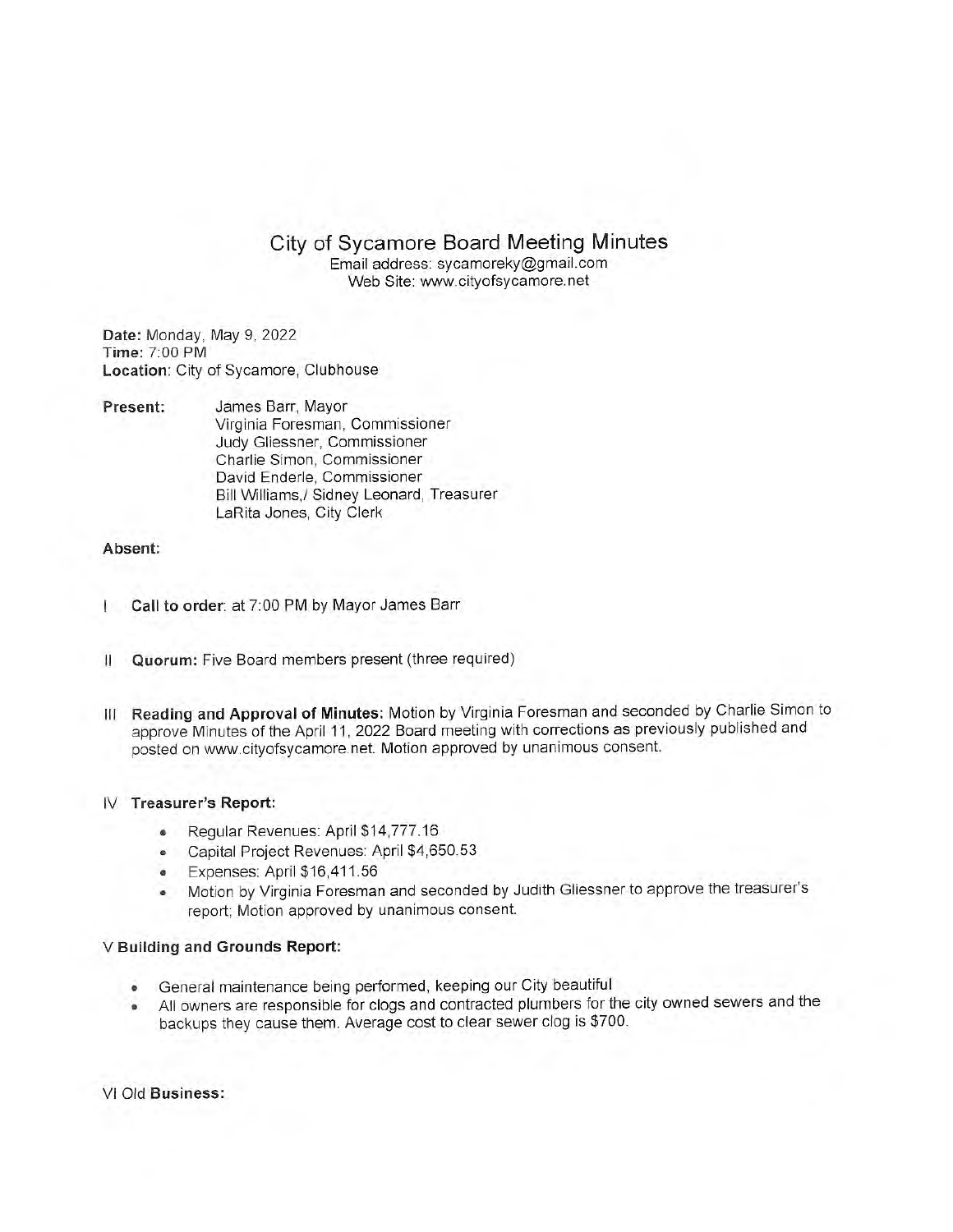# City of Sycamore Board Meeting Minutes

Email address: sycamoreky@gmail.com
Web Site: www.cityofsycamore.net

**Date:** Monday, May 9, 2022
**Time:** 7:00 PM
**Location**: City of Sycamore, Clubhouse

**Present:** James Barr, Mayor
Virginia Foresman, Commissioner
Judy Gliessner, Commissioner
Charlie Simon, Commissioner
David Enderle, Commissioner
Bill Williams,/ Sidney Leonard, Treasurer
LaRita Jones, City Clerk

**Absent:**

I **Call to order**: at 7:00 PM by Mayor James Barr

II **Quorum:** Five Board members present (three required)

III **Reading and Approval of Minutes:** Motion by Virginia Foresman and seconded by Charlie Simon to approve Minutes of the April 11, 2022 Board meeting with corrections as previously published and posted on www.cityofsycamore.net. Motion approved by unanimous consent.

IV **Treasurer's Report:**

- Regular Revenues: April $14,777.16
- Capital Project Revenues: April $4,650.53
- Expenses: April $16,411.56
- Motion by Virginia Foresman and seconded by Judith Gliessner to approve the treasurer's report; Motion approved by unanimous consent.

V **Building and Grounds Report:**

- General maintenance being performed, keeping our City beautiful
- All owners are responsible for clogs and contracted plumbers for the city owned sewers and the backups they cause them. Average cost to clear sewer clog is $700.

VI Old **Business:**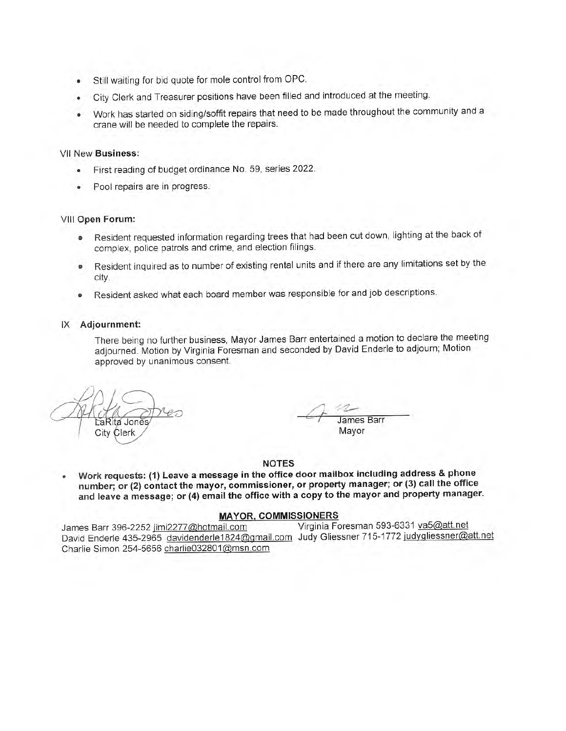- Still waiting for bid quote for mole control from OPC.
- City Clerk and Treasurer positions have been filled and introduced at the meeting.
- Work has started on siding/soffit repairs that need to be made throughout the community and a crane will be needed to complete the repairs.

VII New **Business:**

- First reading of budget ordinance No. 59, series 2022.
- Pool repairs are in progress.

VIII **Open Forum:**

- Resident requested information regarding trees that had been cut down, lighting at the back of complex, police patrols and crime, and election filings.
- Resident inquired as to number of existing rental units and if there are any limitations set by the city.
- Resident asked what each board member was responsible for and job descriptions.

IX **Adjournment:**

There being no further business, Mayor James Barr entertained a motion to declare the meeting adjourned. Motion by Virginia Foresman and seconded by David Enderle to adjourn; Motion approved by unanimous consent.

LaRita Jones
City Clerk

James Barr
Mayor

**NOTES**

- **Work requests: (1) Leave a message in the office door mailbox including address & phone number; or (2) contact the mayor, commissioner, or property manager; or (3) call the office and leave a message; or (4) email the office with a copy to the mayor and property manager.**

**MAYOR, COMMISSIONERS**

James Barr 396-2252 jimi2277@hotmail.com
Virginia Foresman 593-6331 va5@att.net
David Enderle 435-2965 davidenderle1824@gmail.com
Judy Gliessner 715-1772 judygliessner@att.net
Charlie Simon 254-5656 charlie032801@msn.com